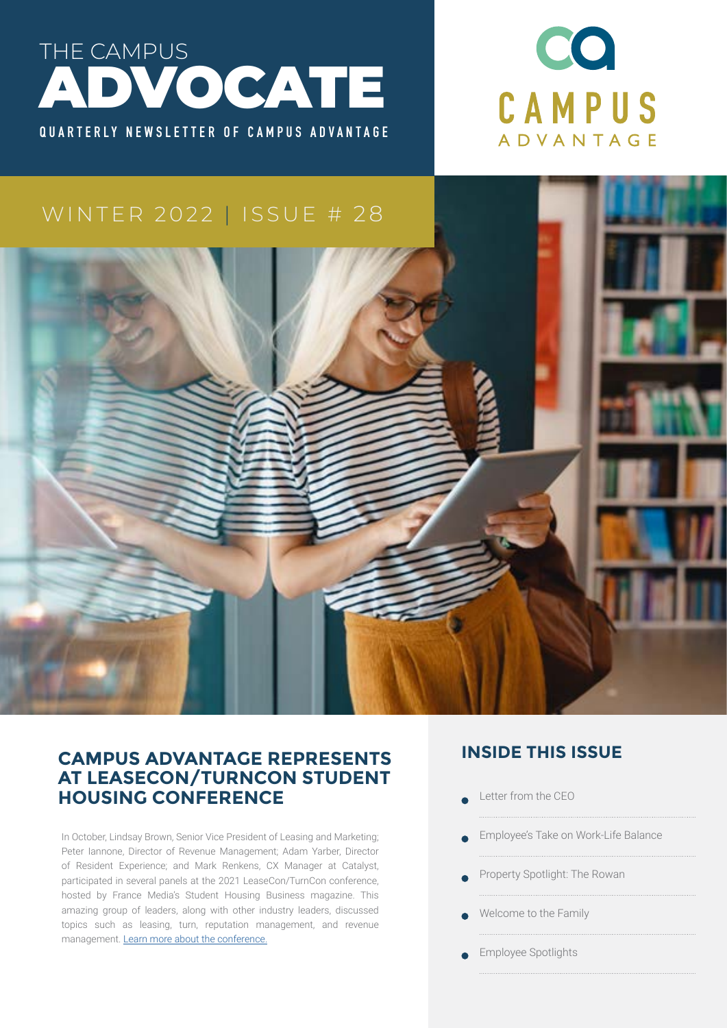# THE CAMPUS ADVOCATE

**QUARTERLY NEWSLETTER OF CAMPUS ADVANTAGE**

CAMPUS ADVANTAGE

WINTER 2022 | ISSUE # 28

## CAMPUS ADVANTAGE REPRESENTS AT LEASECON/TURNCON STUDENT HOUSING CONFERENCE

In October, Lindsay Brown, Senior Vice President of Leasing and Marketing; Peter Iannone, Director of Revenue Management; Adam Yarber, Director of Resident Experience; and Mark Renkens, CX Manager at Catalyst, participated in several panels at the 2021 LeaseCon/TurnCon conference, hosted by France Media's Student Housing Business magazine. This amazing group of leaders, along with other industry leaders, discussed topics such as leasing, turn, reputation management, and revenue management. [Learn more about the conference.]

## INSIDE THIS ISSUE

- Letter from the CEO
- Employee's Take on Work-Life Balance
- Property Spotlight: The Rowan
- Welcome to the Family
- Employee Spotlights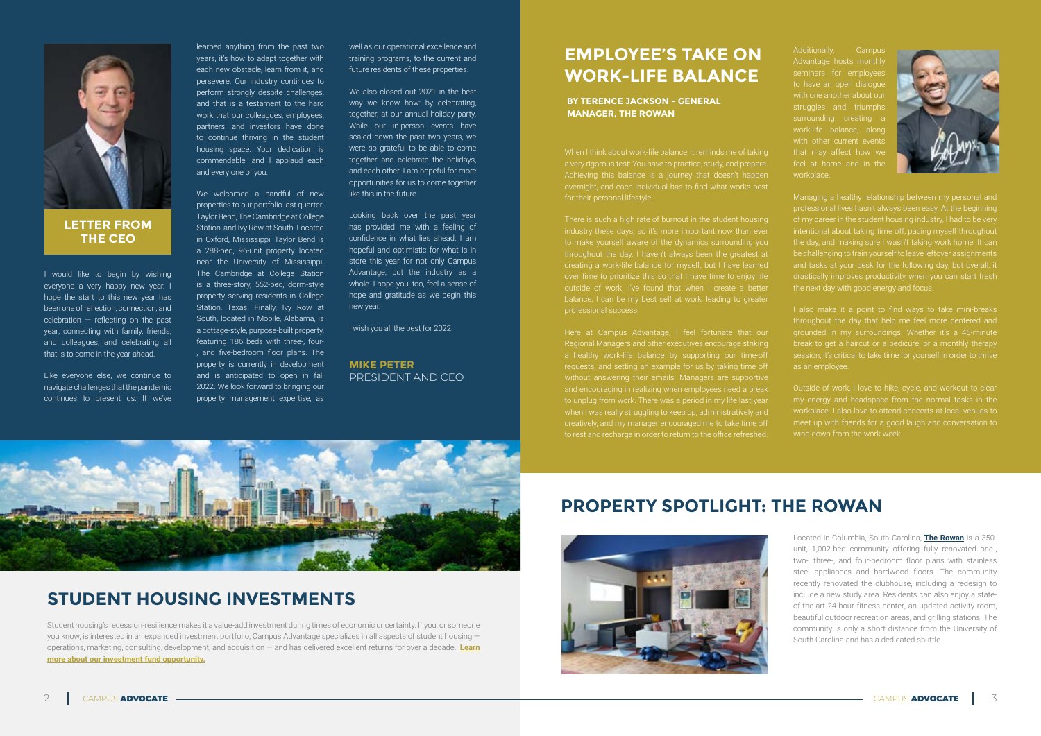## LETTER FROM THE CEO

I would like to begin by wishing everyone a very happy new year. I hope the start to this new year has been one of reflection, connection, and celebration — reflecting on the past year; connecting with family, friends, and colleagues; and celebrating all that is to come in the year ahead.

Like everyone else, we continue to navigate challenges that the pandemic continues to present us. If we've learned anything from the past two years, it's how to adapt together with each new obstacle, learn from it, and persevere. Our industry continues to perform strongly despite challenges, and that is a testament to the hard work that our colleagues, employees, partners, and investors have done to continue thriving in the student housing space. Your dedication is commendable, and I applaud each and every one of you.

We welcomed a handful of new properties to our portfolio last quarter: Taylor Bend, The Cambridge at College Station, and Ivy Row at South. Located in Oxford, Mississippi, Taylor Bend is a 288-bed, 96-unit property located near the University of Mississippi. The Cambridge at College Station is a three-story, 552-bed, dorm-style property serving residents in College Station, Texas. Finally, Ivy Row at South, located in Mobile, Alabama, is a cottage-style, purpose-built property, featuring 186 beds with three-, four-, and five-bedroom floor plans. The property is currently in development and is anticipated to open in fall 2022. We look forward to bringing our property management expertise, as well as our operational excellence and training programs, to the current and future residents of these properties.

We also closed out 2021 in the best way we know how: by celebrating, together, at our annual holiday party. While our in-person events have scaled down the past two years, we were so grateful to be able to come together and celebrate the holidays, and each other. I am hopeful for more opportunities for us to come together like this in the future.

Looking back over the past year has provided me with a feeling of confidence in what lies ahead. I am hopeful and optimistic for what is in store this year for not only Campus Advantage, but the industry as a whole. I hope you, too, feel a sense of hope and gratitude as we begin this new year.

I wish you all the best for 2022.

**MIKE PETER**
PRESIDENT AND CEO

## STUDENT HOUSING INVESTMENTS

Student housing's recession-resilience makes it a value-add investment during times of economic uncertainty. If you, or someone you know, is interested in an expanded investment portfolio, Campus Advantage specializes in all aspects of student housing — operations, marketing, consulting, development, and acquisition — and has delivered excellent returns for over a decade. **Learn more about our investment fund opportunity.**

## EMPLOYEE'S TAKE ON WORK-LIFE BALANCE

**BY TERENCE JACKSON - GENERAL MANAGER, THE ROWAN**

When I think about work-life balance, it reminds me of taking a very rigorous test: You have to practice, study, and prepare. Achieving this balance is a journey that doesn't happen overnight, and each individual has to find what works best for their personal lifestyle.

There is such a high rate of burnout in the student housing industry these days, so it's more important now than ever to make yourself aware of the dynamics surrounding you throughout the day. I haven't always been the greatest at creating a work-life balance for myself, but I have learned over time to prioritize this so that I have time to enjoy life outside of work. I've found that when I create a better balance, I can be my best self at work, leading to greater professional success.

Here at Campus Advantage, I feel fortunate that our Regional Managers and other executives encourage striking a healthy work-life balance by supporting our time-off requests, and setting an example for us by taking time off without answering their emails. Managers are supportive and encouraging in realizing when employees need a break to unplug from work. There was a period in my life last year when I was really struggling to keep up, administratively and creatively, and my manager encouraged me to take time off to rest and recharge in order to return to the office refreshed.

Additionally, Campus Advantage hosts monthly seminars for employees to have an open dialogue with one another about our struggles and triumphs surrounding creating a work-life balance, along with other current events that may affect how we feel at home and in the workplace.

Managing a healthy relationship between my personal and professional lives hasn't always been easy. At the beginning of my career in the student housing industry, I had to be very intentional about taking time off, pacing myself throughout the day, and making sure I wasn't taking work home. It can be challenging to train yourself to leave leftover assignments and tasks at your desk for the following day, but overall, it drastically improves productivity when you can start fresh the next day with good energy and focus.

I also make it a point to find ways to take mini-breaks throughout the day that help me feel more centered and grounded in my surroundings. Whether it's a 45-minute break to get a haircut or a pedicure, or a monthly therapy session, it's critical to take time for yourself in order to thrive as an employee.

Outside of work, I love to hike, cycle, and workout to clear my energy and headspace from the normal tasks in the workplace. I also love to attend concerts at local venues to meet up with friends for a good laugh and conversation to wind down from the work week.

## PROPERTY SPOTLIGHT: THE ROWAN

Located in Columbia, South Carolina, **The Rowan** is a 350-unit, 1,002-bed community offering fully renovated one-, two-, three-, and four-bedroom floor plans with stainless steel appliances and hardwood floors. The community recently renovated the clubhouse, including a redesign to include a new study area. Residents can also enjoy a state-of-the-art 24-hour fitness center, an updated activity room, beautiful outdoor recreation areas, and grilling stations. The community is only a short distance from the University of South Carolina and has a dedicated shuttle.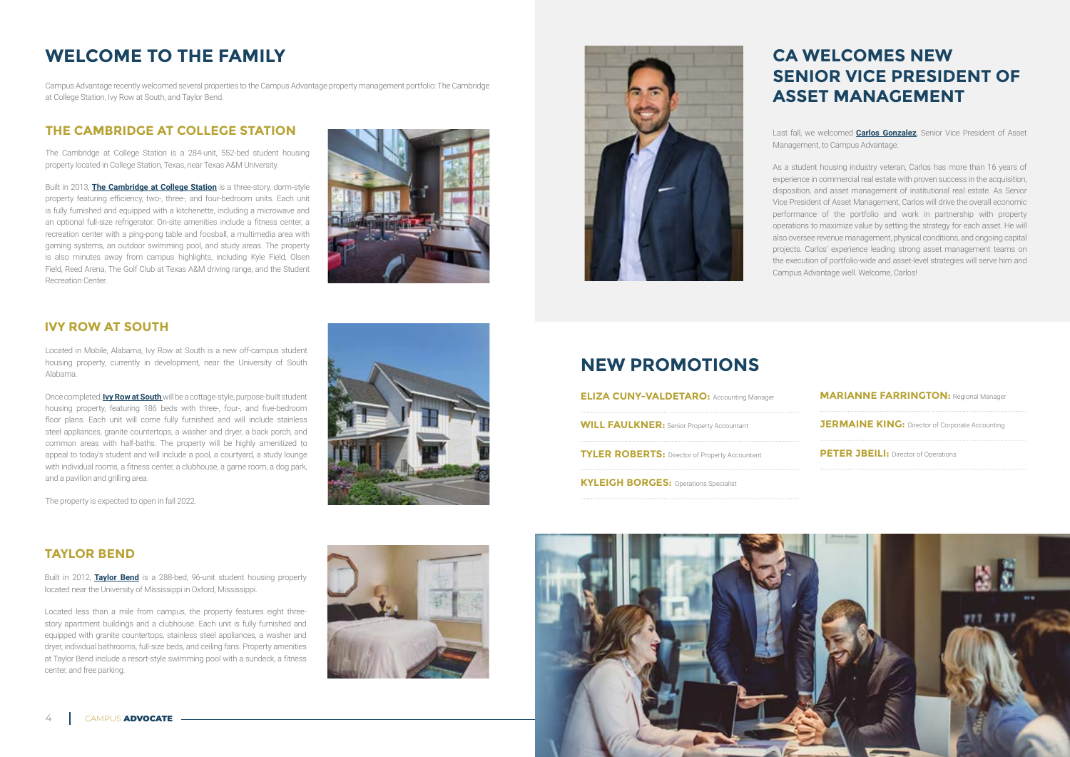# WELCOME TO THE FAMILY

Campus Advantage recently welcomed several properties to the Campus Advantage property management portfolio: The Cambridge at College Station, Ivy Row at South, and Taylor Bend.

## THE CAMBRIDGE AT COLLEGE STATION

The Cambridge at College Station is a 284-unit, 552-bed student housing property located in College Station, Texas, near Texas A&M University.

Built in 2013, **The Cambridge at College Station** is a three-story, dorm-style property featuring efficiency, two-, three-, and four-bedroom units. Each unit is fully furnished and equipped with a kitchenette, including a microwave and an optional full-size refrigerator. On-site amenities include a fitness center, a recreation center with a ping-pong table and foosball, a multimedia area with gaming systems, an outdoor swimming pool, and study areas. The property is also minutes away from campus highlights, including Kyle Field, Olsen Field, Reed Arena, The Golf Club at Texas A&M driving range, and the Student Recreation Center.

## IVY ROW AT SOUTH

Located in Mobile, Alabama, Ivy Row at South is a new off-campus student housing property, currently in development, near the University of South Alabama.

Once completed, **Ivy Row at South** will be a cottage-style, purpose-built student housing property, featuring 186 beds with three-, four-, and five-bedroom floor plans. Each unit will come fully furnished and will include stainless steel appliances, granite countertops, a washer and dryer, a back porch, and common areas with half-baths. The property will be highly amenitized to appeal to today's student and will include a pool, a courtyard, a study lounge with individual rooms, a fitness center, a clubhouse, a game room, a dog park, and a pavilion and grilling area.

The property is expected to open in fall 2022.

## TAYLOR BEND

Built in 2012, **Taylor Bend** is a 288-bed, 96-unit student housing property located near the University of Mississippi in Oxford, Mississippi.

Located less than a mile from campus, the property features eight three-story apartment buildings and a clubhouse. Each unit is fully furnished and equipped with granite countertops, stainless steel appliances, a washer and dryer, individual bathrooms, full-size beds, and ceiling fans. Property amenities at Taylor Bend include a resort-style swimming pool with a sundeck, a fitness center, and free parking.

# CA WELCOMES NEW SENIOR VICE PRESIDENT OF ASSET MANAGEMENT

Last fall, we welcomed **Carlos Gonzalez**, Senior Vice President of Asset Management, to Campus Advantage.

As a student housing industry veteran, Carlos has more than 16 years of experience in commercial real estate with proven success in the acquisition, disposition, and asset management of institutional real estate. As Senior Vice President of Asset Management, Carlos will drive the overall economic performance of the portfolio and work in partnership with property operations to maximize value by setting the strategy for each asset. He will also oversee revenue management, physical conditions, and ongoing capital projects. Carlos' experience leading strong asset management teams on the execution of portfolio-wide and asset-level strategies will serve him and Campus Advantage well. Welcome, Carlos!

# NEW PROMOTIONS

- **ELIZA CUNY-VALDETARO:** Accounting Manager
- **WILL FAULKNER:** Senior Property Accountant
- **TYLER ROBERTS:** Director of Property Accountant
- **KYLEIGH BORGES:** Operations Specialist
- **MARIANNE FARRINGTON:** Regional Manager
- **JERMAINE KING:** Director of Corporate Accounting
- **PETER JBEILI:** Director of Operations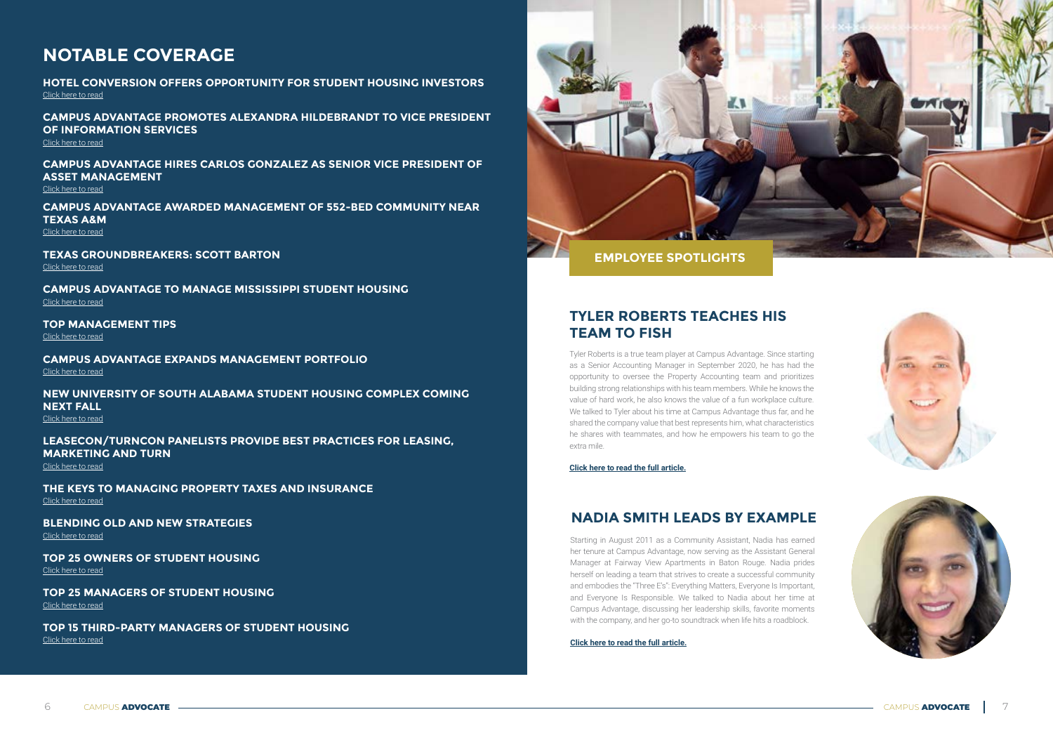## NOTABLE COVERAGE

**HOTEL CONVERSION OFFERS OPPORTUNITY FOR STUDENT HOUSING INVESTORS**
Click here to read

**CAMPUS ADVANTAGE PROMOTES ALEXANDRA HILDEBRANDT TO VICE PRESIDENT OF INFORMATION SERVICES**
Click here to read

**CAMPUS ADVANTAGE HIRES CARLOS GONZALEZ AS SENIOR VICE PRESIDENT OF ASSET MANAGEMENT**
Click here to read

**CAMPUS ADVANTAGE AWARDED MANAGEMENT OF 552-BED COMMUNITY NEAR TEXAS A&M**
Click here to read

**TEXAS GROUNDBREAKERS: SCOTT BARTON**
Click here to read

**CAMPUS ADVANTAGE TO MANAGE MISSISSIPPI STUDENT HOUSING**
Click here to read

**TOP MANAGEMENT TIPS**
Click here to read

**CAMPUS ADVANTAGE EXPANDS MANAGEMENT PORTFOLIO**
Click here to read

**NEW UNIVERSITY OF SOUTH ALABAMA STUDENT HOUSING COMPLEX COMING NEXT FALL**
Click here to read

**LEASECON/TURNCON PANELISTS PROVIDE BEST PRACTICES FOR LEASING, MARKETING AND TURN**
Click here to read

**THE KEYS TO MANAGING PROPERTY TAXES AND INSURANCE**
Click here to read

**BLENDING OLD AND NEW STRATEGIES**
Click here to read

**TOP 25 OWNERS OF STUDENT HOUSING**
Click here to read

**TOP 25 MANAGERS OF STUDENT HOUSING**
Click here to read

**TOP 15 THIRD-PARTY MANAGERS OF STUDENT HOUSING**
Click here to read

## EMPLOYEE SPOTLIGHTS

### TYLER ROBERTS TEACHES HIS TEAM TO FISH

Tyler Roberts is a true team player at Campus Advantage. Since starting as a Senior Accounting Manager in September 2020, he has had the opportunity to oversee the Property Accounting team and prioritizes building strong relationships with his team members. While he knows the value of hard work, he also knows the value of a fun workplace culture. We talked to Tyler about his time at Campus Advantage thus far, and he shared the company value that best represents him, what characteristics he shares with teammates, and how he empowers his team to go the extra mile.

**Click here to read the full article.**

### NADIA SMITH LEADS BY EXAMPLE

Starting in August 2011 as a Community Assistant, Nadia has earned her tenure at Campus Advantage, now serving as the Assistant General Manager at Fairway View Apartments in Baton Rouge. Nadia prides herself on leading a team that strives to create a successful community and embodies the "Three E's": Everything Matters, Everyone Is Important, and Everyone Is Responsible. We talked to Nadia about her time at Campus Advantage, discussing her leadership skills, favorite moments with the company, and her go-to soundtrack when life hits a roadblock.

**Click here to read the full article.**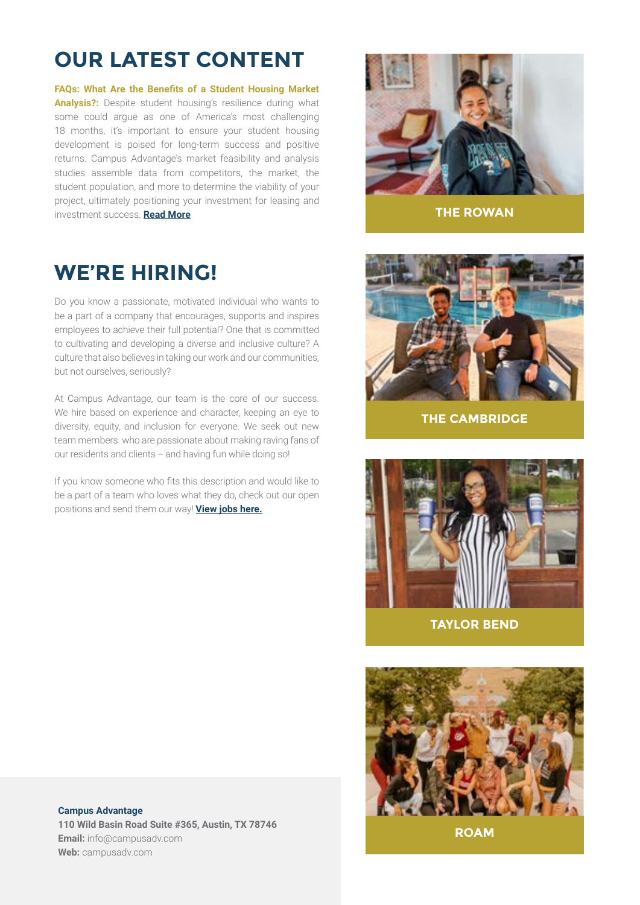# OUR LATEST CONTENT

**FAQs: What Are the Benefits of a Student Housing Market Analysis?:** Despite student housing's resilience during what some could argue as one of America's most challenging 18 months, it's important to ensure your student housing development is poised for long-term success and positive returns. Campus Advantage's market feasibility and analysis studies assemble data from competitors, the market, the student population, and more to determine the viability of your project, ultimately positioning your investment for leasing and investment success. **Read More**

# WE'RE HIRING!

Do you know a passionate, motivated individual who wants to be a part of a company that encourages, supports and inspires employees to achieve their full potential? One that is committed to cultivating and developing a diverse and inclusive culture? A culture that also believes in taking our work and our communities, but not ourselves, seriously?

At Campus Advantage, our team is the core of our success. We hire based on experience and character, keeping an eye to diversity, equity, and inclusion for everyone. We seek out new team members who are passionate about making raving fans of our residents and clients -- and having fun while doing so!

If you know someone who fits this description and would like to be a part of a team who loves what they do, check out our open positions and send them our way! **View jobs here.**

THE ROWAN

THE CAMBRIDGE

TAYLOR BEND

ROAM

**Campus Advantage**
**110 Wild Basin Road Suite #365, Austin, TX 78746**
**Email:** info@campusadv.com
**Web:** campusadv.com